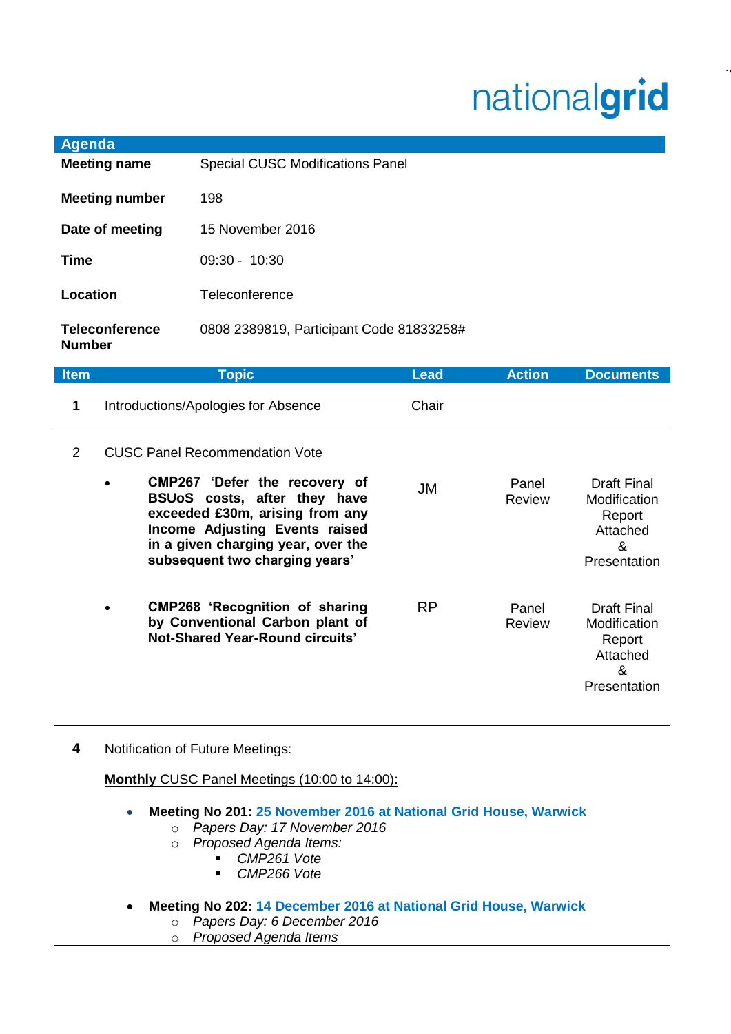nationalgrid

## Agenda

| | |
|---|---|
| **Meeting name** | Special CUSC Modifications Panel |
| **Meeting number** | 198 |
| **Date of meeting** | 15 November 2016 |
| **Time** | 09:30 - 10:30 |
| **Location** | Teleconference |
| **Teleconference Number** | 0808 2389819, Participant Code 81833258# |

| Item | Topic | Lead | Action | Documents |
|---|---|---|---|---|
| **1** | Introductions/Apologies for Absence | Chair | | |
| 2 | CUSC Panel Recommendation Vote | | | |
| | • **CMP267 'Defer the recovery of BSUoS costs, after they have exceeded £30m, arising from any Income Adjusting Events raised in a given charging year, over the subsequent two charging years'** | JM | Panel Review | Draft Final Modification Report Attached & Presentation |
| | • **CMP268 'Recognition of sharing by Conventional Carbon plant of Not-Shared Year-Round circuits'** | RP | Panel Review | Draft Final Modification Report Attached & Presentation |

**4** Notification of Future Meetings:

**Monthly** CUSC Panel Meetings (10:00 to 14:00):

- **Meeting No 201: 25 November 2016 at National Grid House, Warwick**
  - *Papers Day: 17 November 2016*
  - *Proposed Agenda Items:*
    - *CMP261 Vote*
    - *CMP266 Vote*
- **Meeting No 202: 14 December 2016 at National Grid House, Warwick**
  - *Papers Day: 6 December 2016*
  - *Proposed Agenda Items*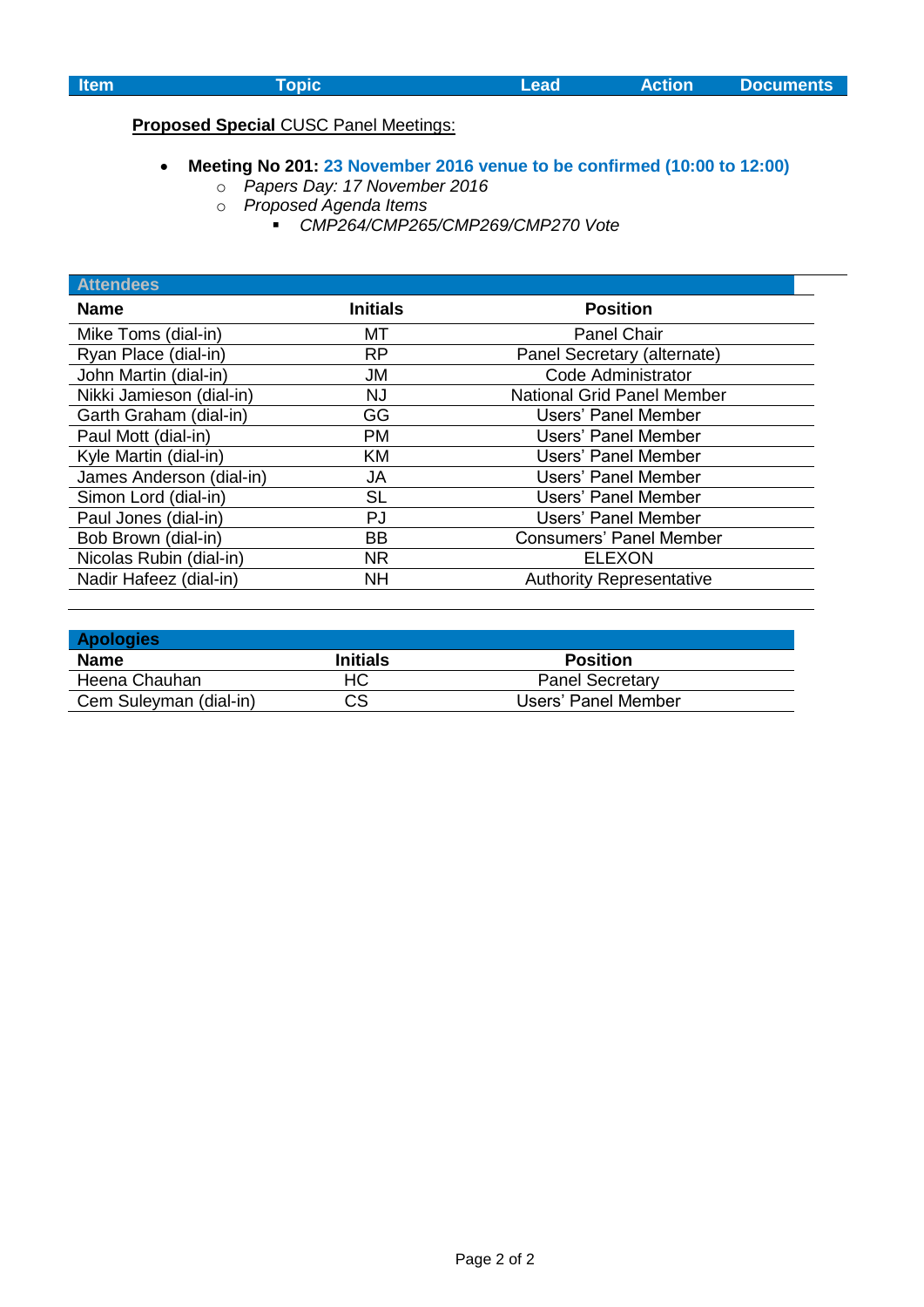| Item | Topic | Lead | Action | Documents |
|---|---|---|---|---|

<u>**Proposed Special** CUSC Panel Meetings:</u>

- **Meeting No 201: 23 November 2016 venue to be confirmed (10:00 to 12:00)**
  - *Papers Day: 17 November 2016*
  - *Proposed Agenda Items*
    - *CMP264/CMP265/CMP269/CMP270 Vote*

**Attendees**

| Name | Initials | Position |
|---|---|---|
| Mike Toms (dial-in) | MT | Panel Chair |
| Ryan Place (dial-in) | RP | Panel Secretary (alternate) |
| John Martin (dial-in) | JM | Code Administrator |
| Nikki Jamieson (dial-in) | NJ | National Grid Panel Member |
| Garth Graham (dial-in) | GG | Users' Panel Member |
| Paul Mott (dial-in) | PM | Users' Panel Member |
| Kyle Martin (dial-in) | KM | Users' Panel Member |
| James Anderson (dial-in) | JA | Users' Panel Member |
| Simon Lord (dial-in) | SL | Users' Panel Member |
| Paul Jones (dial-in) | PJ | Users' Panel Member |
| Bob Brown (dial-in) | BB | Consumers' Panel Member |
| Nicolas Rubin (dial-in) | NR | ELEXON |
| Nadir Hafeez (dial-in) | NH | Authority Representative |

**Apologies**

| Name | Initials | Position |
|---|---|---|
| Heena Chauhan | HC | Panel Secretary |
| Cem Suleyman (dial-in) | CS | Users' Panel Member |